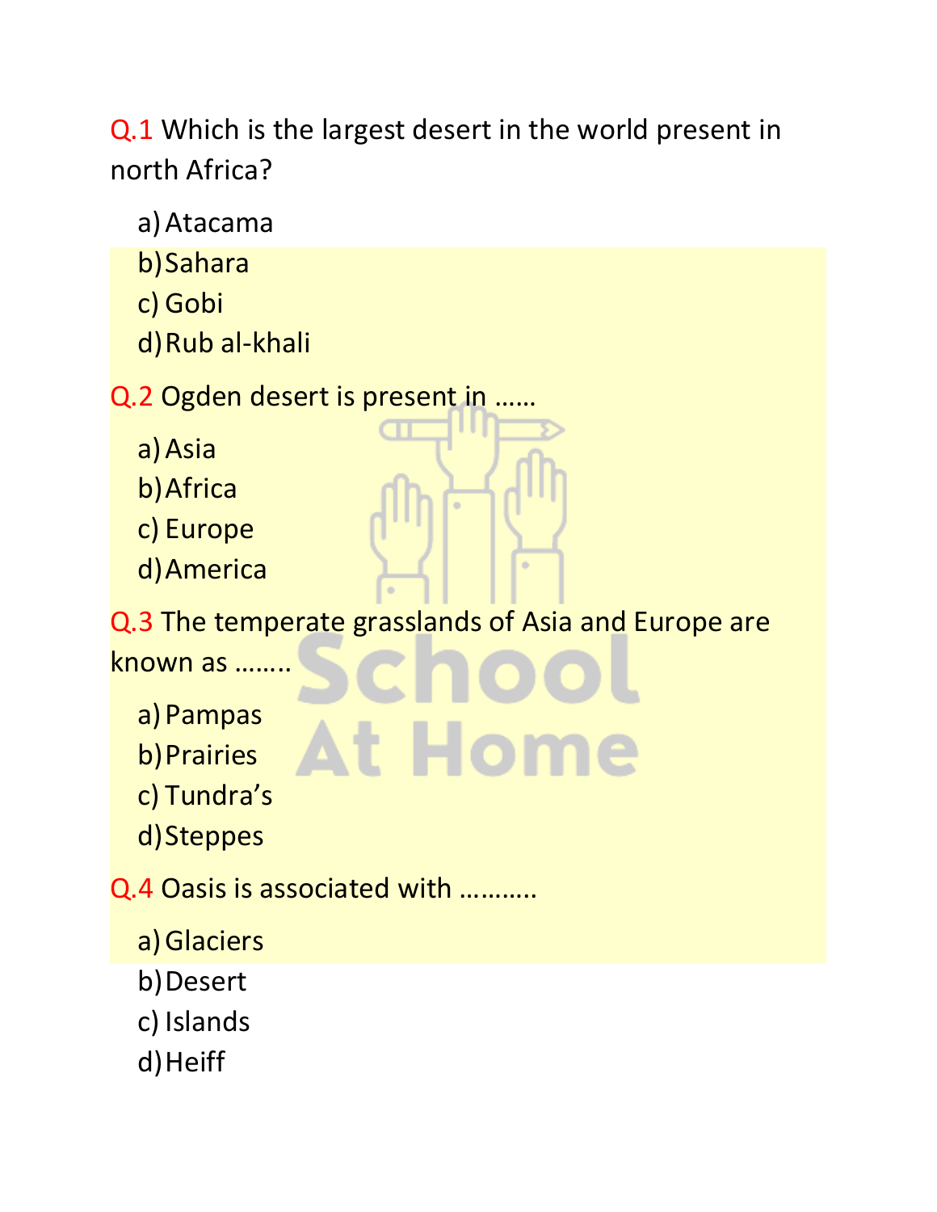Q.1 Which is the largest desert in the world present in north Africa?

a) Atacama
b) Sahara
c) Gobi
d) Rub al-khali

Q.2 Ogden desert is present in ……

a) Asia
b) Africa
c) Europe
d) America

Q.3 The temperate grasslands of Asia and Europe are known as ……..

a) Pampas
b) Prairies
c) Tundra's
d) Steppes

Q.4 Oasis is associated with ……….

a) Glaciers
b) Desert
c) Islands
d) Heiff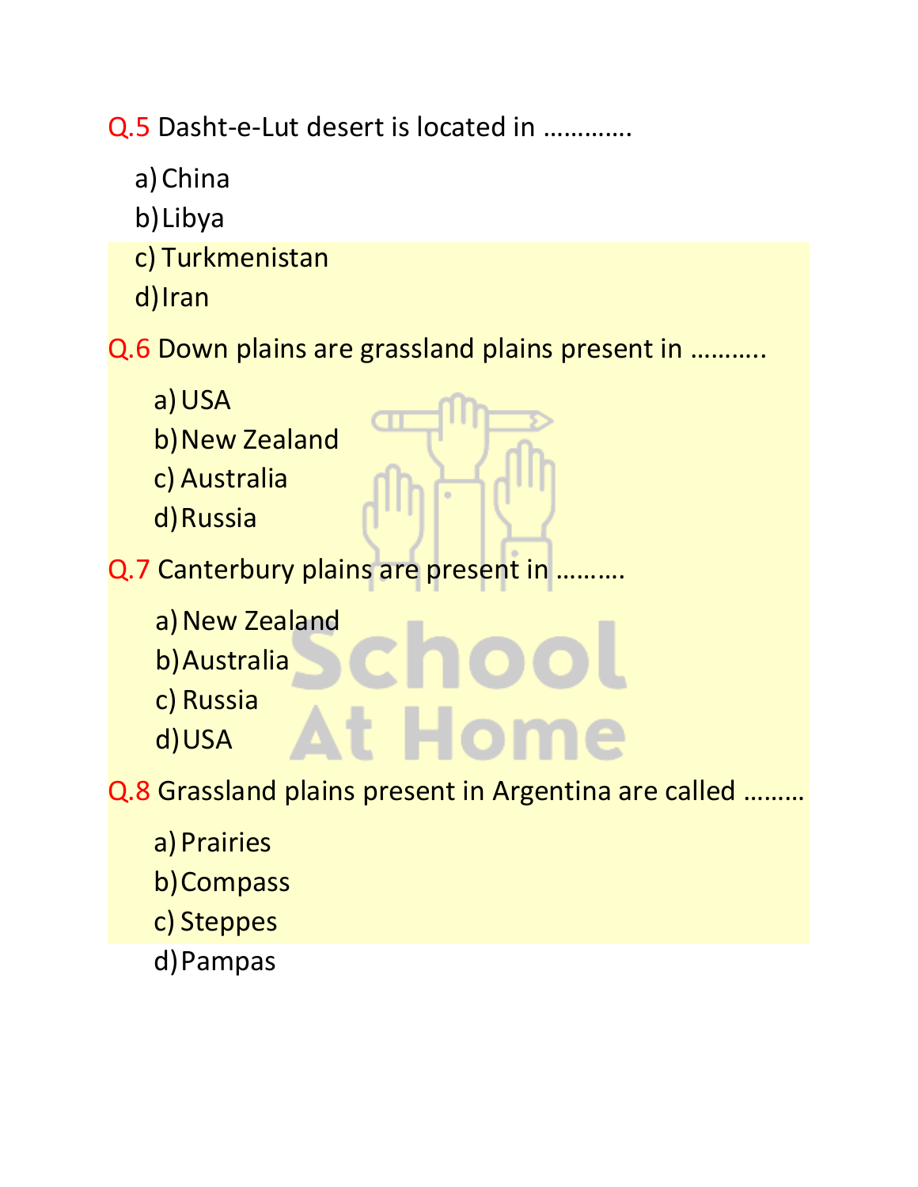Q.5 Dasht-e-Lut desert is located in ………….

a) China
b) Libya
c) Turkmenistan
d) Iran

Q.6 Down plains are grassland plains present in ……….

a) USA
b) New Zealand
c) Australia
d) Russia

Q.7 Canterbury plains are present in ……….

a) New Zealand
b) Australia
c) Russia
d) USA

Q.8 Grassland plains present in Argentina are called ………

a) Prairies
b) Compass
c) Steppes
d) Pampas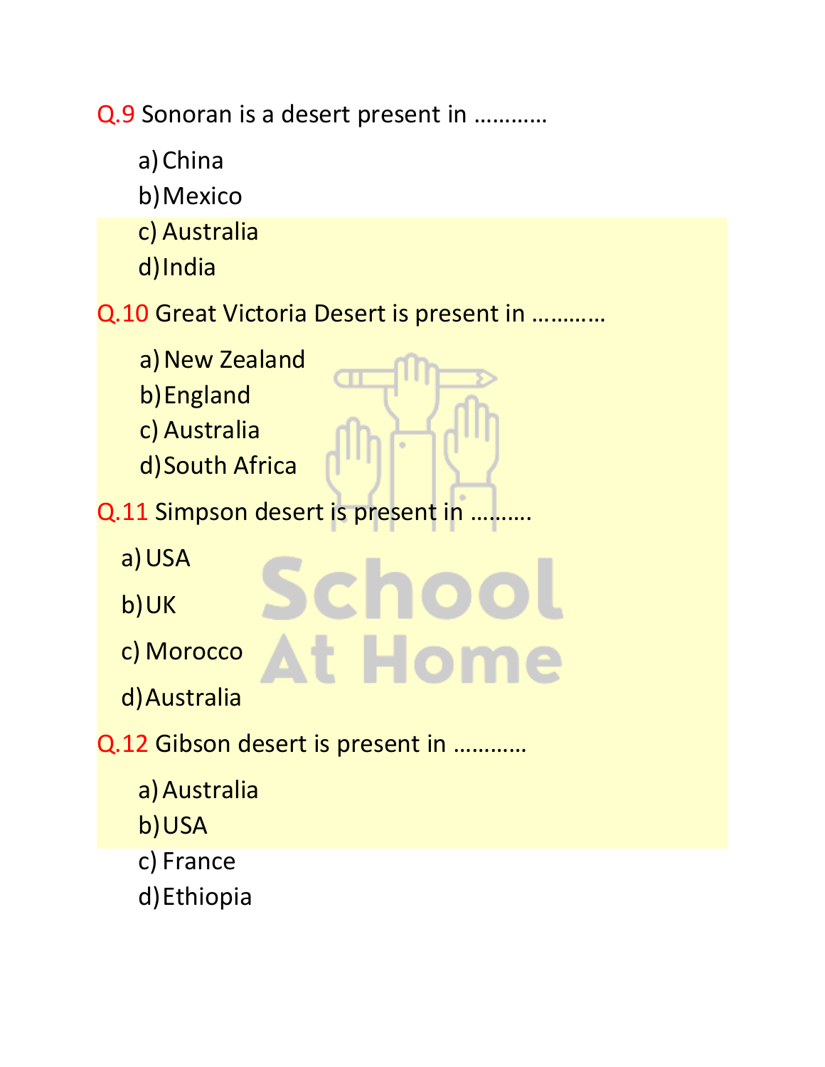Q.9 Sonoran is a desert present in …………

a) China
b) Mexico
c) Australia
d) India

Q.10 Great Victoria Desert is present in …………

a) New Zealand
b) England
c) Australia
d) South Africa

Q.11 Simpson desert is present in ……….

a) USA
b) UK
c) Morocco
d) Australia

Q.12 Gibson desert is present in …………

a) Australia
b) USA
c) France
d) Ethiopia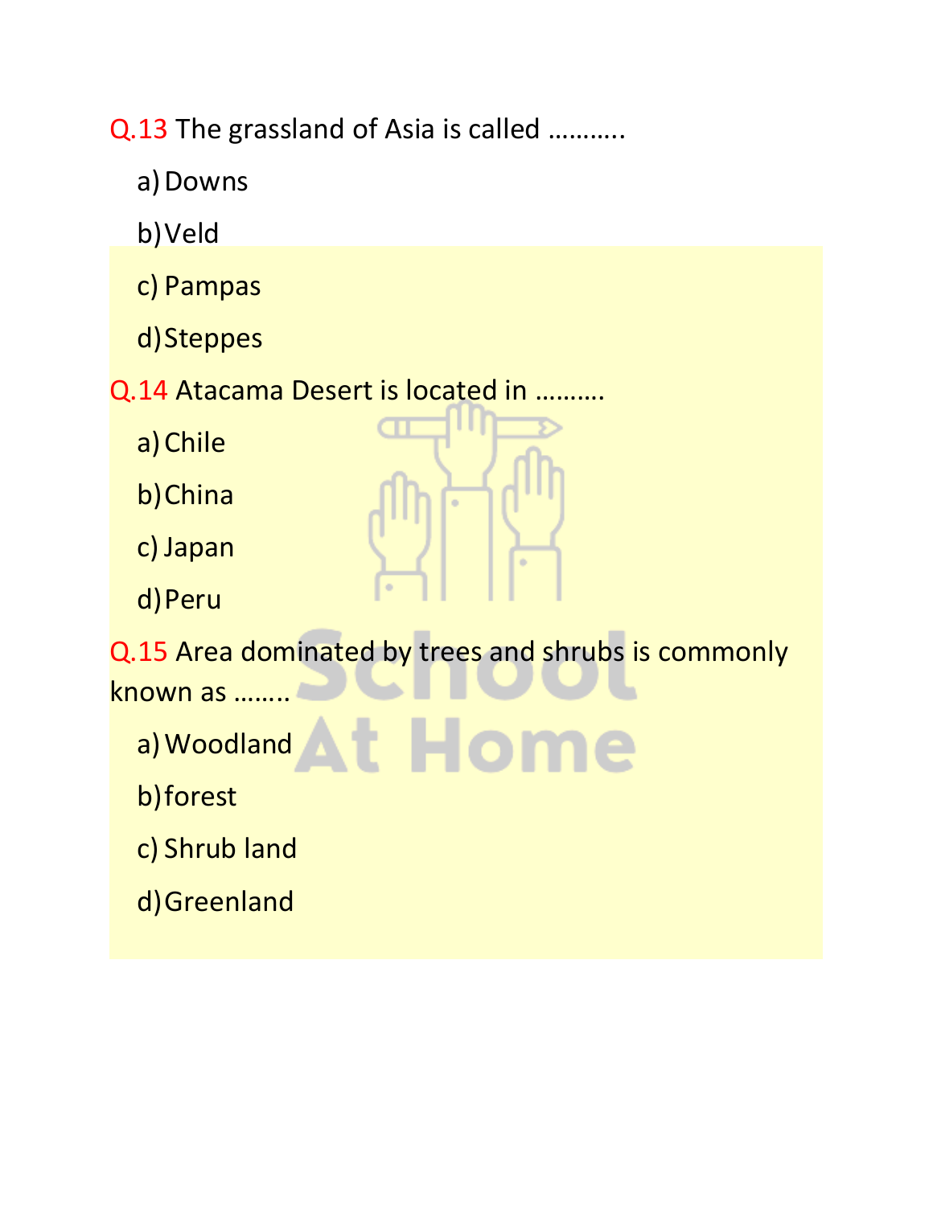Q.13 The grassland of Asia is called ………..

a) Downs

b) Veld

c) Pampas

d) Steppes

Q.14 Atacama Desert is located in ……….

a) Chile

b) China

c) Japan

d) Peru

Q.15 Area dominated by trees and shrubs is commonly known as ……..

a) Woodland

b) forest

c) Shrub land

d) Greenland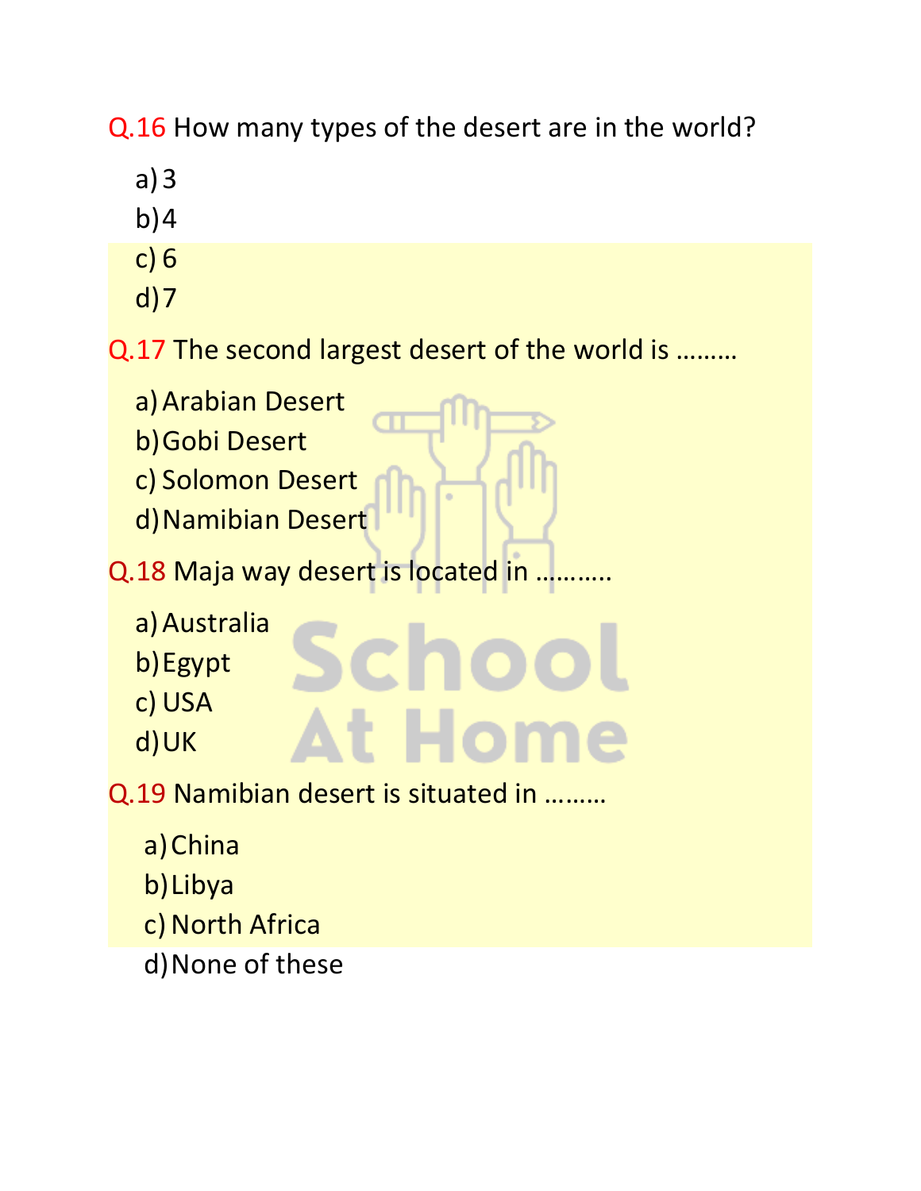Q.16 How many types of the desert are in the world?

a) 3
b) 4
c) 6
d) 7

Q.17 The second largest desert of the world is ………

a) Arabian Desert
b) Gobi Desert
c) Solomon Desert
d) Namibian Desert

Q.18 Maja way desert is located in ………..

a) Australia
b) Egypt
c) USA
d) UK

Q.19 Namibian desert is situated in ………

a) China
b) Libya
c) North Africa
d) None of these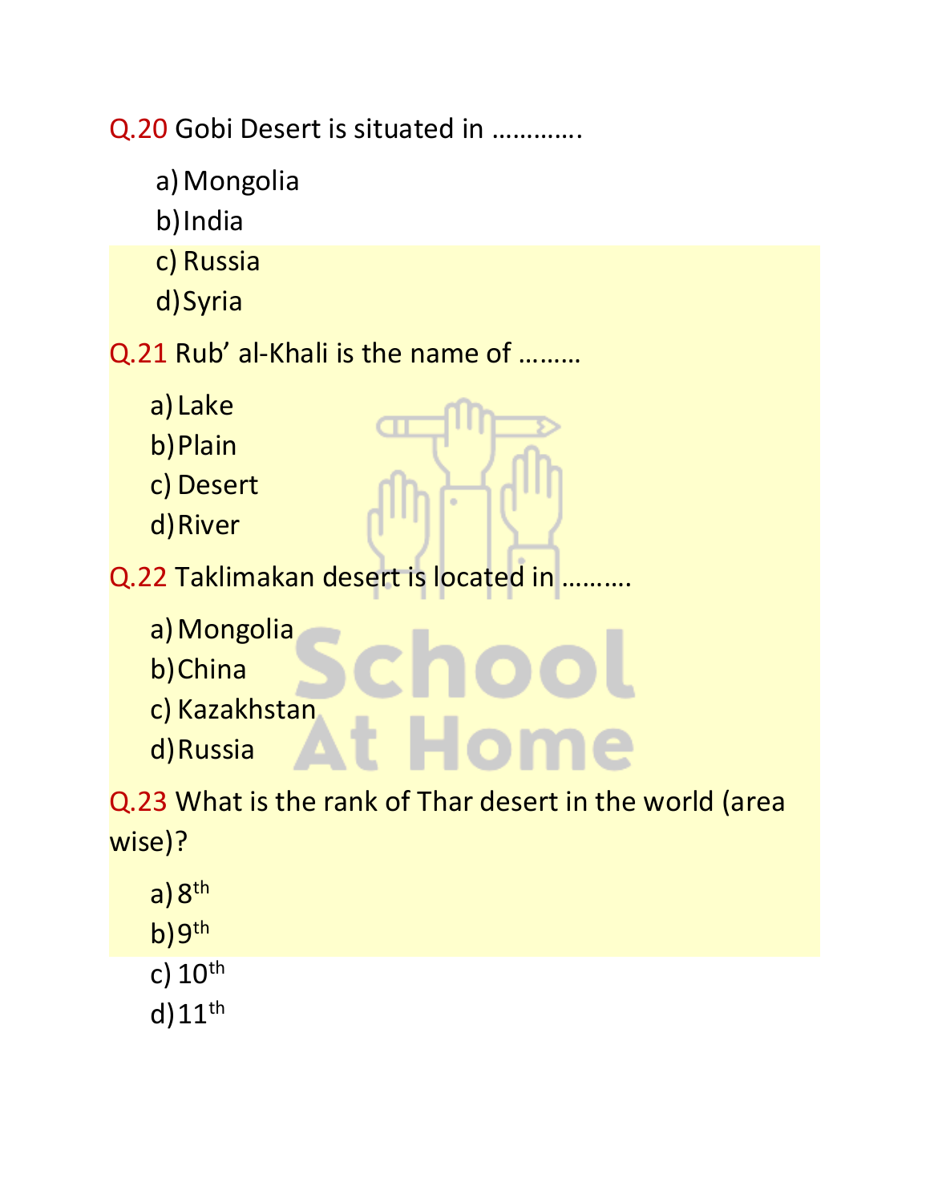Q.20 Gobi Desert is situated in ………….

a) Mongolia
b) India
c) Russia
d) Syria

Q.21 Rub' al-Khali is the name of ………

a) Lake
b) Plain
c) Desert
d) River

Q.22 Taklimakan desert is located in ……….

a) Mongolia
b) China
c) Kazakhstan
d) Russia

Q.23 What is the rank of Thar desert in the world (area wise)?

a) 8th
b) 9th
c) 10th
d) 11th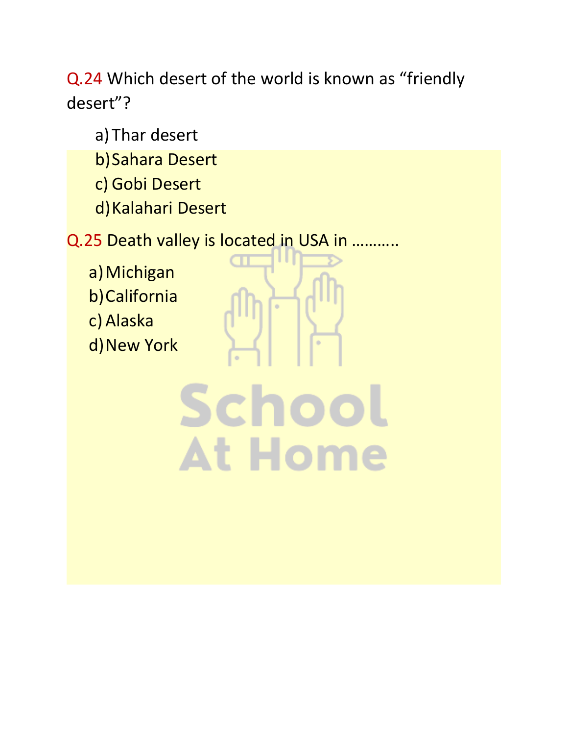Q.24 Which desert of the world is known as "friendly desert"?

a) Thar desert
b) Sahara Desert
c) Gobi Desert
d) Kalahari Desert

Q.25 Death valley is located in USA in ..........

a) Michigan
b) California
c) Alaska
d) New York